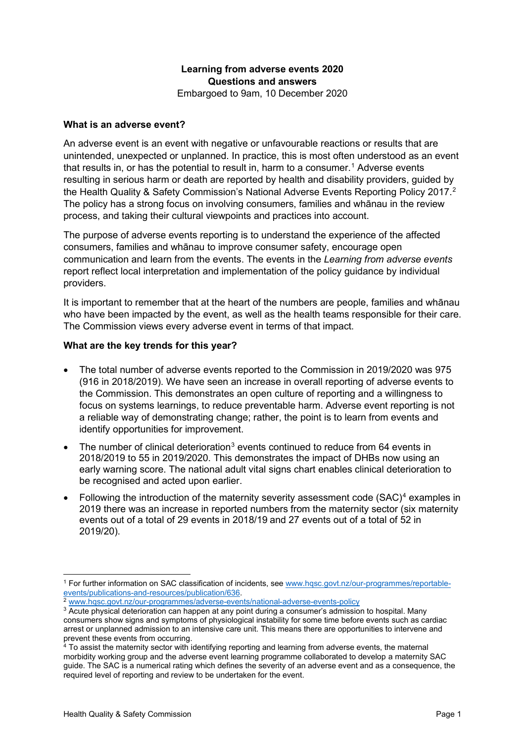**Learning from adverse events 2020**
**Questions and answers**
Embargoed to 9am, 10 December 2020

## What is an adverse event?

An adverse event is an event with negative or unfavourable reactions or results that are unintended, unexpected or unplanned. In practice, this is most often understood as an event that results in, or has the potential to result in, harm to a consumer.[1] Adverse events resulting in serious harm or death are reported by health and disability providers, guided by the Health Quality & Safety Commission's National Adverse Events Reporting Policy 2017.[2] The policy has a strong focus on involving consumers, families and whānau in the review process, and taking their cultural viewpoints and practices into account.

The purpose of adverse events reporting is to understand the experience of the affected consumers, families and whānau to improve consumer safety, encourage open communication and learn from the events. The events in the *Learning from adverse events* report reflect local interpretation and implementation of the policy guidance by individual providers.

It is important to remember that at the heart of the numbers are people, families and whānau who have been impacted by the event, as well as the health teams responsible for their care. The Commission views every adverse event in terms of that impact.

## What are the key trends for this year?

- The total number of adverse events reported to the Commission in 2019/2020 was 975 (916 in 2018/2019). We have seen an increase in overall reporting of adverse events to the Commission. This demonstrates an open culture of reporting and a willingness to focus on systems learnings, to reduce preventable harm. Adverse event reporting is not a reliable way of demonstrating change; rather, the point is to learn from events and identify opportunities for improvement.
- The number of clinical deterioration[3] events continued to reduce from 64 events in 2018/2019 to 55 in 2019/2020. This demonstrates the impact of DHBs now using an early warning score. The national adult vital signs chart enables clinical deterioration to be recognised and acted upon earlier.
- Following the introduction of the maternity severity assessment code (SAC)[4] examples in 2019 there was an increase in reported numbers from the maternity sector (six maternity events out of a total of 29 events in 2018/19 and 27 events out of a total of 52 in 2019/20).

---

[1] For further information on SAC classification of incidents, see www.hqsc.govt.nz/our-programmes/reportable-events/publications-and-resources/publication/636.

[2] www.hqsc.govt.nz/our-programmes/adverse-events/national-adverse-events-policy

[3] Acute physical deterioration can happen at any point during a consumer's admission to hospital. Many consumers show signs and symptoms of physiological instability for some time before events such as cardiac arrest or unplanned admission to an intensive care unit. This means there are opportunities to intervene and prevent these events from occurring.

[4] To assist the maternity sector with identifying reporting and learning from adverse events, the maternal morbidity working group and the adverse event learning programme collaborated to develop a maternity SAC guide. The SAC is a numerical rating which defines the severity of an adverse event and as a consequence, the required level of reporting and review to be undertaken for the event.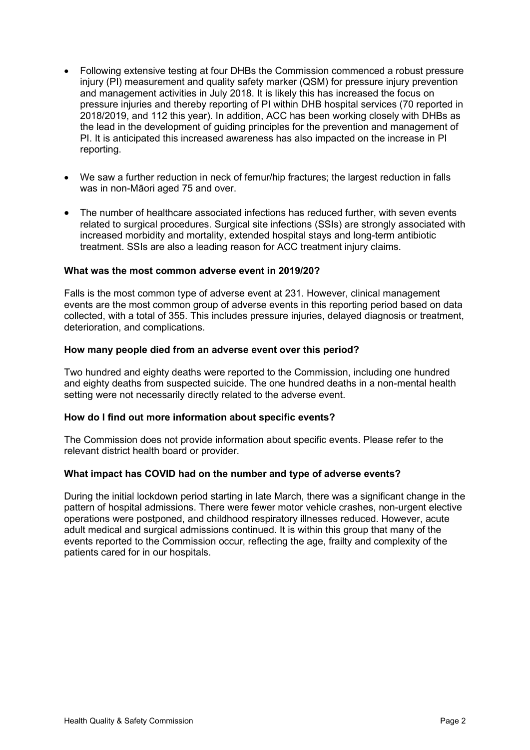- Following extensive testing at four DHBs the Commission commenced a robust pressure injury (PI) measurement and quality safety marker (QSM) for pressure injury prevention and management activities in July 2018. It is likely this has increased the focus on pressure injuries and thereby reporting of PI within DHB hospital services (70 reported in 2018/2019, and 112 this year). In addition, ACC has been working closely with DHBs as the lead in the development of guiding principles for the prevention and management of PI. It is anticipated this increased awareness has also impacted on the increase in PI reporting.

- We saw a further reduction in neck of femur/hip fractures; the largest reduction in falls was in non-Māori aged 75 and over.

- The number of healthcare associated infections has reduced further, with seven events related to surgical procedures. Surgical site infections (SSIs) are strongly associated with increased morbidity and mortality, extended hospital stays and long-term antibiotic treatment. SSIs are also a leading reason for ACC treatment injury claims.

**What was the most common adverse event in 2019/20?**

Falls is the most common type of adverse event at 231. However, clinical management events are the most common group of adverse events in this reporting period based on data collected, with a total of 355. This includes pressure injuries, delayed diagnosis or treatment, deterioration, and complications.

**How many people died from an adverse event over this period?**

Two hundred and eighty deaths were reported to the Commission, including one hundred and eighty deaths from suspected suicide. The one hundred deaths in a non-mental health setting were not necessarily directly related to the adverse event.

**How do I find out more information about specific events?**

The Commission does not provide information about specific events. Please refer to the relevant district health board or provider.

**What impact has COVID had on the number and type of adverse events?**

During the initial lockdown period starting in late March, there was a significant change in the pattern of hospital admissions. There were fewer motor vehicle crashes, non-urgent elective operations were postponed, and childhood respiratory illnesses reduced. However, acute adult medical and surgical admissions continued. It is within this group that many of the events reported to the Commission occur, reflecting the age, frailty and complexity of the patients cared for in our hospitals.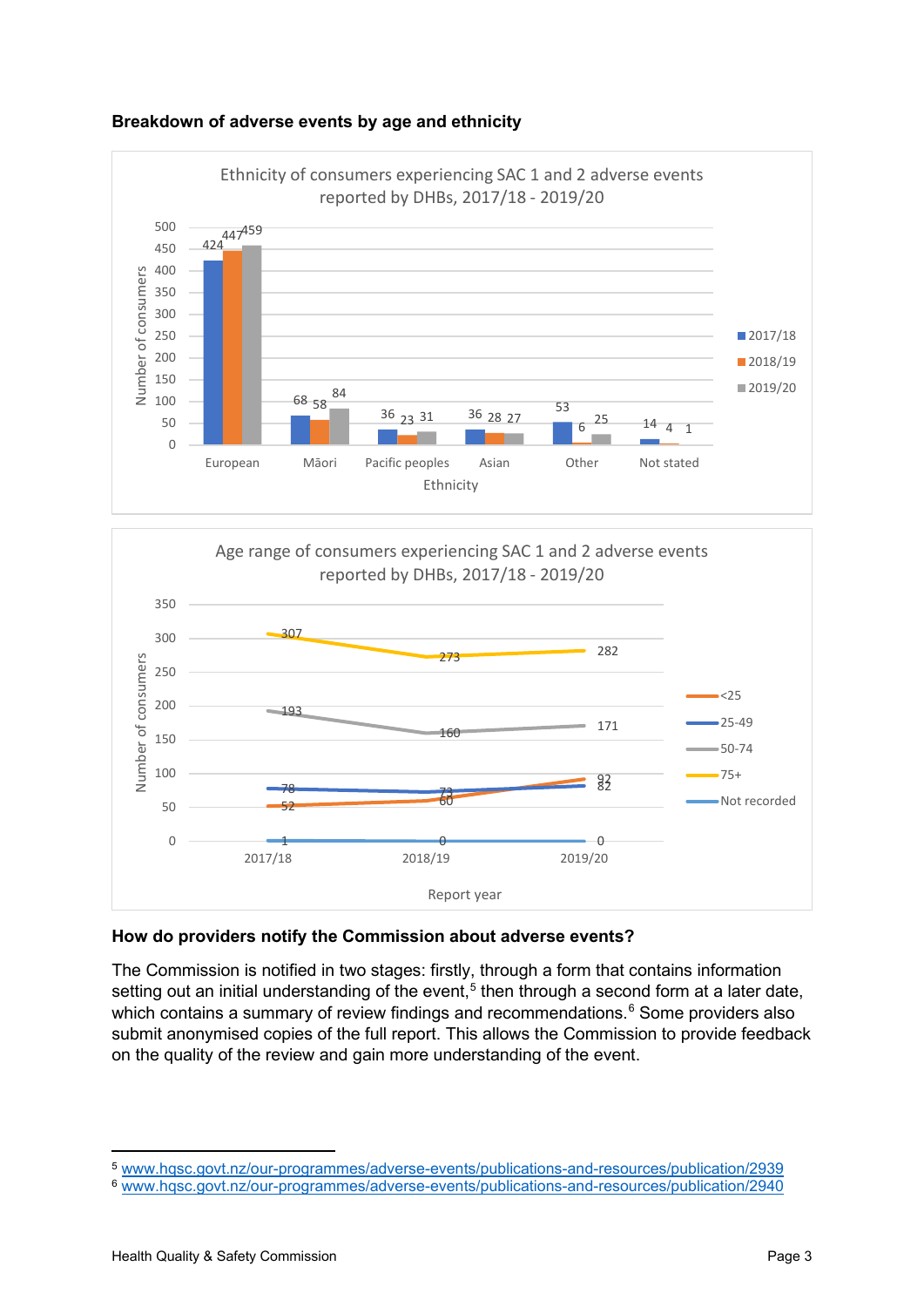**Breakdown of adverse events by age and ethnicity**

Ethnicity of consumers experiencing SAC 1 and 2 adverse events reported by DHBs, 2017/18 - 2019/20

| Ethnicity | 2017/18 | 2018/19 | 2019/20 |
|---|---|---|---|
| European | 424 | 447 | 459 |
| Māori | 68 | 58 | 84 |
| Pacific peoples | 36 | 23 | 31 |
| Asian | 36 | 28 | 27 |
| Other | 53 | 6 | 25 |
| Not stated | 14 | 4 | 1 |

Age range of consumers experiencing SAC 1 and 2 adverse events reported by DHBs, 2017/18 - 2019/20

| Age range | 2017/18 | 2018/19 | 2019/20 |
|---|---|---|---|
| <25 | 52 | 60 | 92 |
| 25-49 | 78 | 73 | 82 |
| 50-74 | 193 | 160 | 171 |
| 75+ | 307 | 273 | 282 |
| Not recorded | 1 | 0 | 0 |

**How do providers notify the Commission about adverse events?**

The Commission is notified in two stages: firstly, through a form that contains information setting out an initial understanding of the event,[5] then through a second form at a later date, which contains a summary of review findings and recommendations.[6] Some providers also submit anonymised copies of the full report. This allows the Commission to provide feedback on the quality of the review and gain more understanding of the event.

[5] www.hqsc.govt.nz/our-programmes/adverse-events/publications-and-resources/publication/2939

[6] www.hqsc.govt.nz/our-programmes/adverse-events/publications-and-resources/publication/2940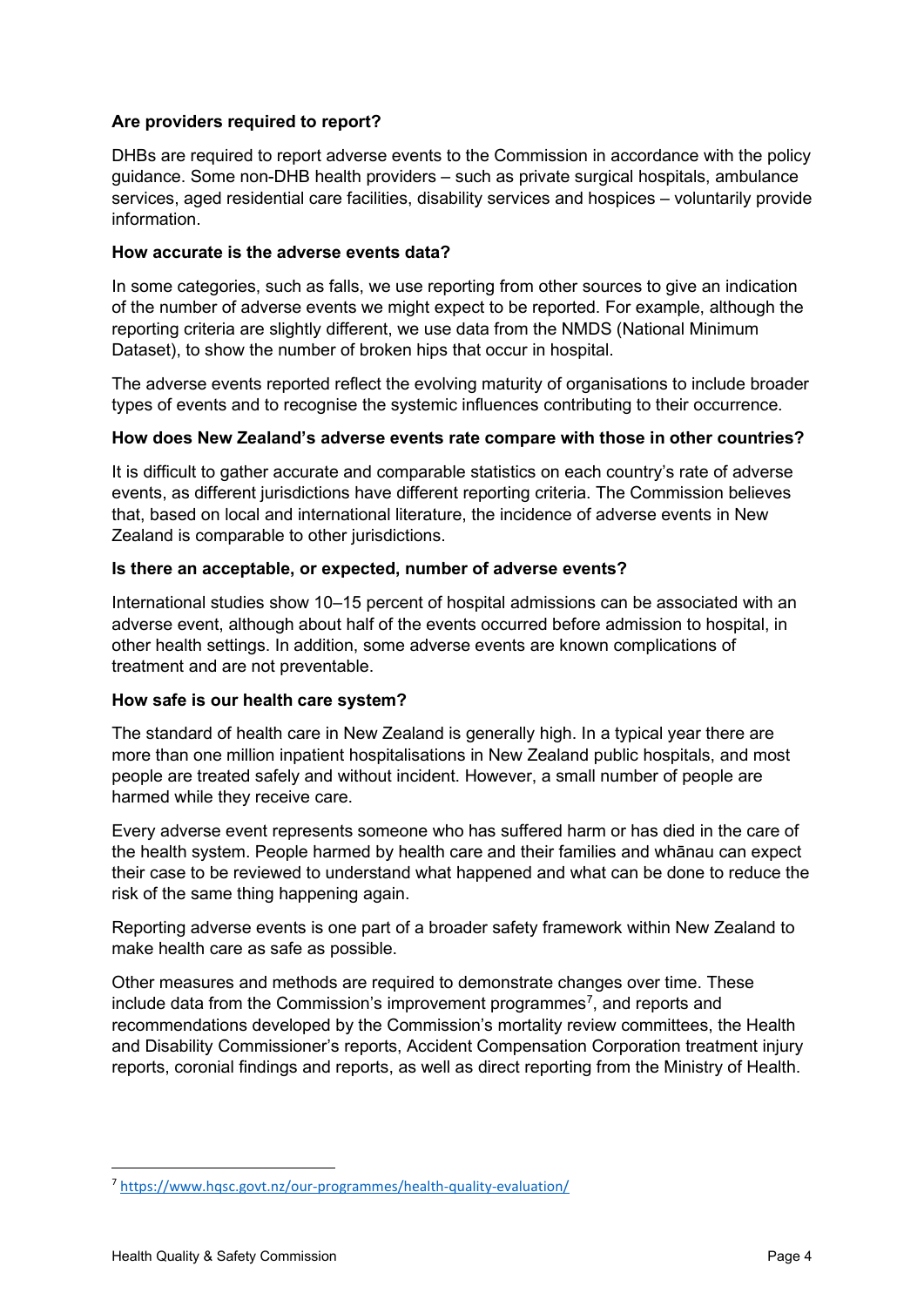**Are providers required to report?**

DHBs are required to report adverse events to the Commission in accordance with the policy guidance. Some non-DHB health providers – such as private surgical hospitals, ambulance services, aged residential care facilities, disability services and hospices – voluntarily provide information.

**How accurate is the adverse events data?**

In some categories, such as falls, we use reporting from other sources to give an indication of the number of adverse events we might expect to be reported. For example, although the reporting criteria are slightly different, we use data from the NMDS (National Minimum Dataset), to show the number of broken hips that occur in hospital.

The adverse events reported reflect the evolving maturity of organisations to include broader types of events and to recognise the systemic influences contributing to their occurrence.

**How does New Zealand's adverse events rate compare with those in other countries?**

It is difficult to gather accurate and comparable statistics on each country's rate of adverse events, as different jurisdictions have different reporting criteria. The Commission believes that, based on local and international literature, the incidence of adverse events in New Zealand is comparable to other jurisdictions.

**Is there an acceptable, or expected, number of adverse events?**

International studies show 10–15 percent of hospital admissions can be associated with an adverse event, although about half of the events occurred before admission to hospital, in other health settings. In addition, some adverse events are known complications of treatment and are not preventable.

**How safe is our health care system?**

The standard of health care in New Zealand is generally high. In a typical year there are more than one million inpatient hospitalisations in New Zealand public hospitals, and most people are treated safely and without incident. However, a small number of people are harmed while they receive care.

Every adverse event represents someone who has suffered harm or has died in the care of the health system. People harmed by health care and their families and whānau can expect their case to be reviewed to understand what happened and what can be done to reduce the risk of the same thing happening again.

Reporting adverse events is one part of a broader safety framework within New Zealand to make health care as safe as possible.

Other measures and methods are required to demonstrate changes over time. These include data from the Commission's improvement programmes[7], and reports and recommendations developed by the Commission's mortality review committees, the Health and Disability Commissioner's reports, Accident Compensation Corporation treatment injury reports, coronial findings and reports, as well as direct reporting from the Ministry of Health.

---

[7] https://www.hqsc.govt.nz/our-programmes/health-quality-evaluation/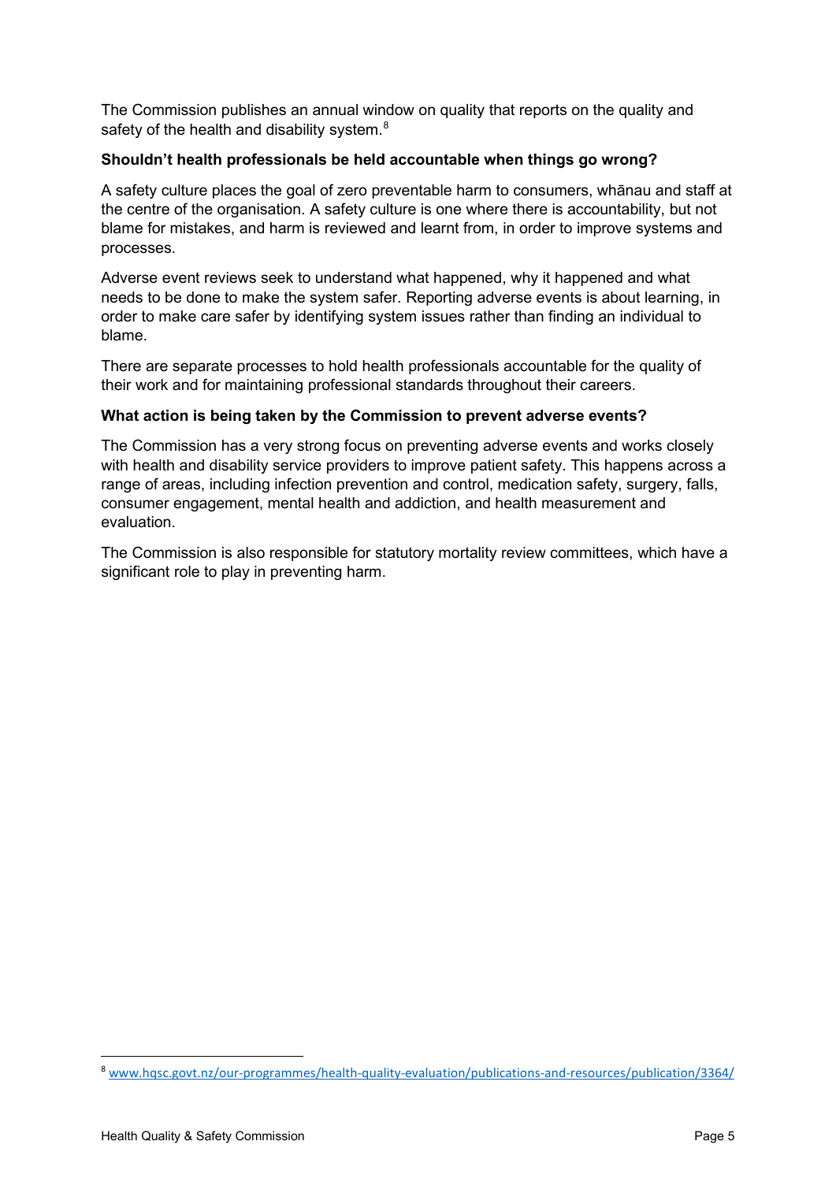The Commission publishes an annual window on quality that reports on the quality and safety of the health and disability system.[8]

**Shouldn't health professionals be held accountable when things go wrong?**

A safety culture places the goal of zero preventable harm to consumers, whānau and staff at the centre of the organisation. A safety culture is one where there is accountability, but not blame for mistakes, and harm is reviewed and learnt from, in order to improve systems and processes.

Adverse event reviews seek to understand what happened, why it happened and what needs to be done to make the system safer. Reporting adverse events is about learning, in order to make care safer by identifying system issues rather than finding an individual to blame.

There are separate processes to hold health professionals accountable for the quality of their work and for maintaining professional standards throughout their careers.

**What action is being taken by the Commission to prevent adverse events?**

The Commission has a very strong focus on preventing adverse events and works closely with health and disability service providers to improve patient safety. This happens across a range of areas, including infection prevention and control, medication safety, surgery, falls, consumer engagement, mental health and addiction, and health measurement and evaluation.

The Commission is also responsible for statutory mortality review committees, which have a significant role to play in preventing harm.

---

[8] www.hqsc.govt.nz/our-programmes/health-quality-evaluation/publications-and-resources/publication/3364/